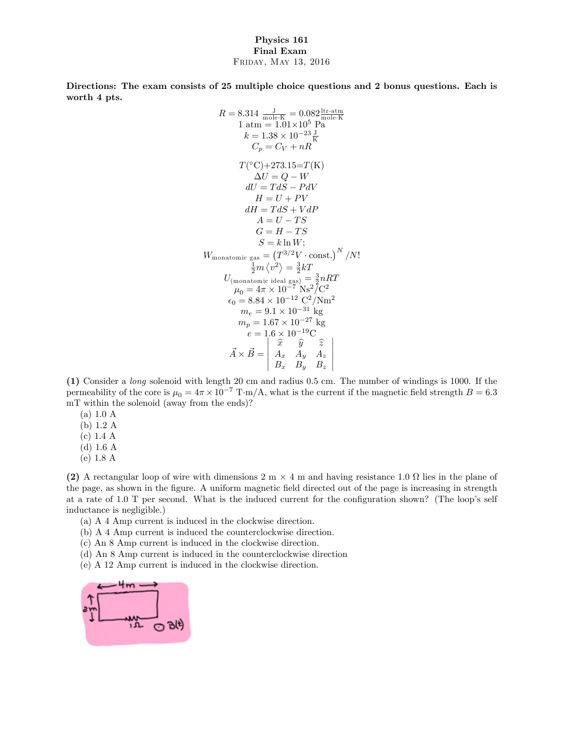**Physics 161**
**Final Exam**
Friday, May 13, 2016

**Directions: The exam consists of 25 multiple choice questions and 2 bonus questions. Each is worth 4 pts.**

$$R = 8.314 \ \frac{\text{J}}{\text{mole}\cdot\text{K}} = 0.082 \frac{\text{ltr-atm}}{\text{mole}\cdot\text{K}}$$
$$1 \text{ atm} = 1.01\times10^5 \text{ Pa}$$
$$k = 1.38 \times 10^{-23} \frac{\text{J}}{\text{K}}$$
$$C_p = C_V + nR$$

$$T(^\circ\text{C}) + 273.15 = T(\text{K})$$
$$\Delta U = Q - W$$
$$dU = TdS - PdV$$
$$H = U + PV$$
$$dH = TdS + VdP$$
$$A = U - TS$$
$$G = H - TS$$
$$S = k \ln W;$$
$$W_{\text{monatomic gas}} = \left(T^{3/2}V \cdot \text{const.}\right)^N / N!$$
$$\frac{1}{2}m\left\langle v^2\right\rangle = \frac{3}{2}kT$$
$$U_{(\text{monatomic ideal gas})} = \frac{3}{2}nRT$$
$$\mu_0 = 4\pi \times 10^{-7} \text{ Ns}^2/\text{C}^2$$
$$\epsilon_0 = 8.84 \times 10^{-12} \text{ C}^2/\text{Nm}^2$$
$$m_e = 9.1 \times 10^{-31} \text{ kg}$$
$$m_p = 1.67 \times 10^{-27} \text{ kg}$$
$$e = 1.6 \times 10^{-19}\text{C}$$
$$\vec{A} \times \vec{B} = \begin{vmatrix} \hat{x} & \hat{y} & \hat{z} \\ A_x & A_y & A_z \\ B_x & B_y & B_z \end{vmatrix}$$

**(1)** Consider a *long* solenoid with length 20 cm and radius 0.5 cm. The number of windings is 1000. If the permeability of the core is $\mu_0 = 4\pi \times 10^{-7}$ T·m/A, what is the current if the magnetic field strength $B = 6.3$ mT within the solenoid (away from the ends)?

(a) 1.0 A
(b) 1.2 A
(c) 1.4 A
(d) 1.6 A
(e) 1.8 A

**(2)** A rectangular loop of wire with dimensions 2 m × 4 m and having resistance 1.0 Ω lies in the plane of the page, as shown in the figure. A uniform magnetic field directed out of the page is increasing in strength at a rate of 1.0 T per second. What is the induced current for the configuration shown? (The loop's self inductance is negligible.)

(a) A 4 Amp current is induced in the clockwise direction.
(b) A 4 Amp current is induced the counterclockwise direction.
(c) An 8 Amp current is induced in the clockwise direction.
(d) An 8 Amp current is induced in the counterclockwise direction
(e) A 12 Amp current is induced in the clockwise direction.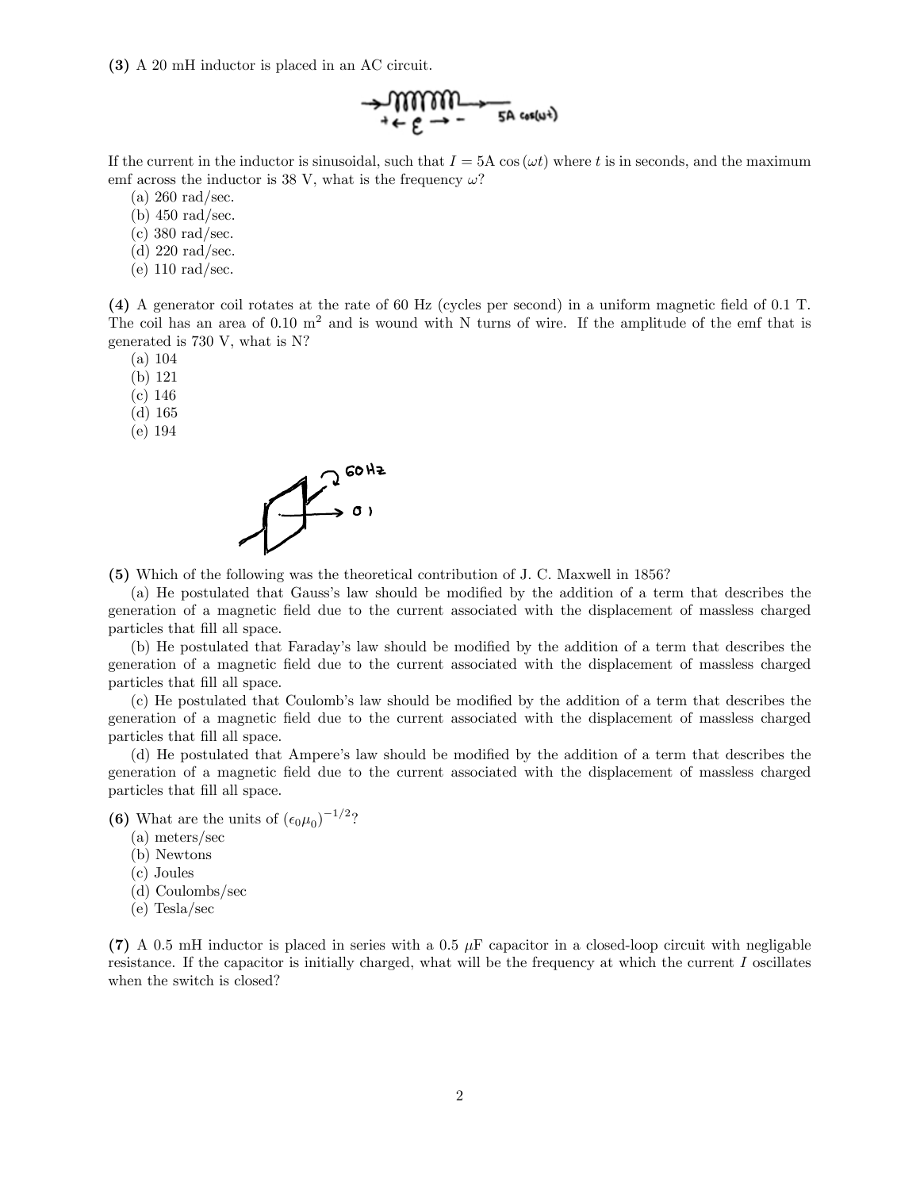**(3)** A 20 mH inductor is placed in an AC circuit.

If the current in the inductor is sinusoidal, such that $I = 5\text{A}\cos(\omega t)$ where $t$ is in seconds, and the maximum emf across the inductor is 38 V, what is the frequency $\omega$?

(a) 260 rad/sec.
(b) 450 rad/sec.
(c) 380 rad/sec.
(d) 220 rad/sec.
(e) 110 rad/sec.

**(4)** A generator coil rotates at the rate of 60 Hz (cycles per second) in a uniform magnetic field of 0.1 T. The coil has an area of 0.10 $\text{m}^2$ and is wound with N turns of wire. If the amplitude of the emf that is generated is 730 V, what is N?

(a) 104
(b) 121
(c) 146
(d) 165
(e) 194

**(5)** Which of the following was the theoretical contribution of J. C. Maxwell in 1856?

(a) He postulated that Gauss's law should be modified by the addition of a term that describes the generation of a magnetic field due to the current associated with the displacement of massless charged particles that fill all space.

(b) He postulated that Faraday's law should be modified by the addition of a term that describes the generation of a magnetic field due to the current associated with the displacement of massless charged particles that fill all space.

(c) He postulated that Coulomb's law should be modified by the addition of a term that describes the generation of a magnetic field due to the current associated with the displacement of massless charged particles that fill all space.

(d) He postulated that Ampere's law should be modified by the addition of a term that describes the generation of a magnetic field due to the current associated with the displacement of massless charged particles that fill all space.

**(6)** What are the units of $(\epsilon_0 \mu_0)^{-1/2}$?

(a) meters/sec
(b) Newtons
(c) Joules
(d) Coulombs/sec
(e) Tesla/sec

**(7)** A 0.5 mH inductor is placed in series with a 0.5 $\mu$F capacitor in a closed-loop circuit with negligable resistance. If the capacitor is initially charged, what will be the frequency at which the current $I$ oscillates when the switch is closed?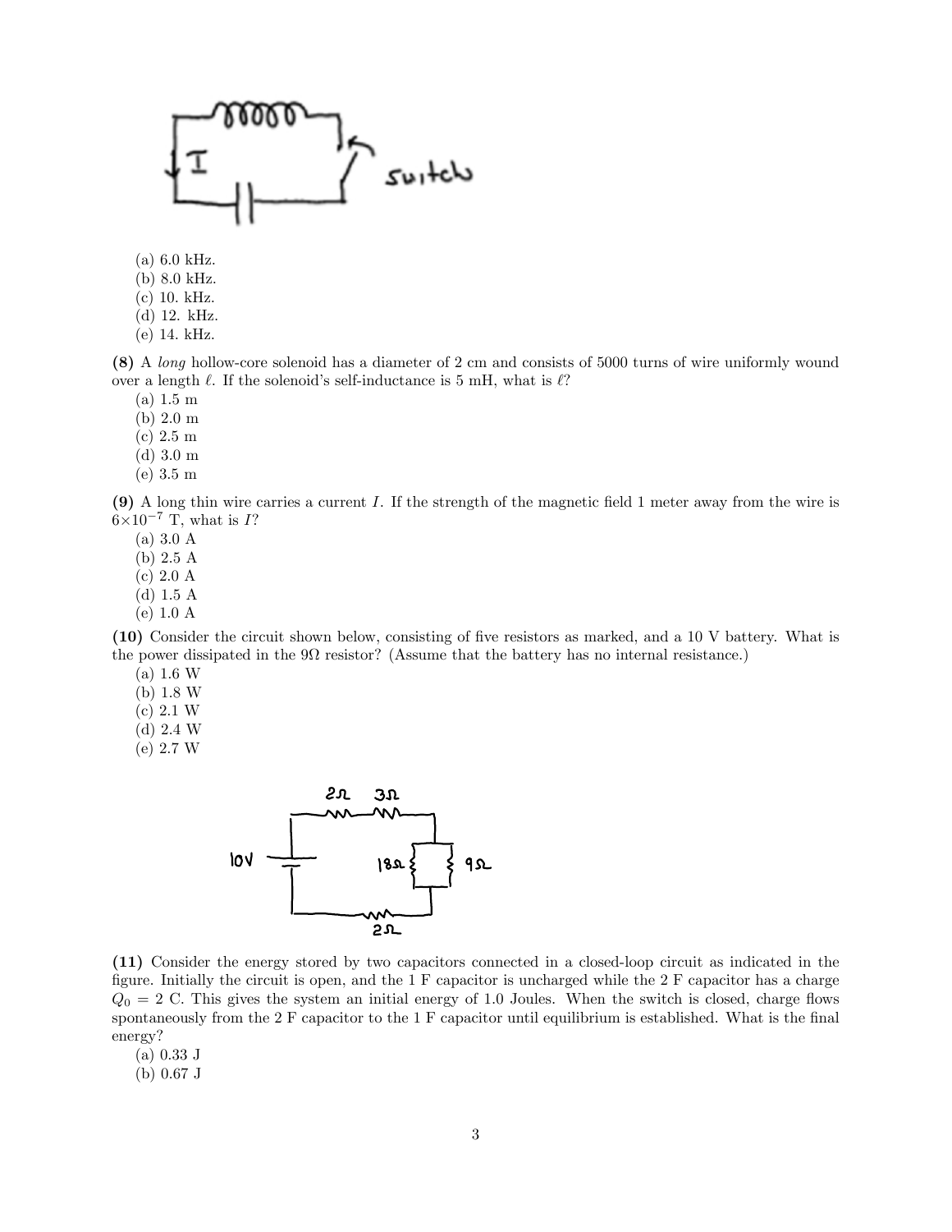(a) 6.0 kHz.
(b) 8.0 kHz.
(c) 10. kHz.
(d) 12. kHz.
(e) 14. kHz.

**(8)** A *long* hollow-core solenoid has a diameter of 2 cm and consists of 5000 turns of wire uniformly wound over a length $\ell$. If the solenoid's self-inductance is 5 mH, what is $\ell$?
(a) 1.5 m
(b) 2.0 m
(c) 2.5 m
(d) 3.0 m
(e) 3.5 m

**(9)** A long thin wire carries a current $I$. If the strength of the magnetic field 1 meter away from the wire is $6{\times}10^{-7}$ T, what is $I$?
(a) 3.0 A
(b) 2.5 A
(c) 2.0 A
(d) 1.5 A
(e) 1.0 A

**(10)** Consider the circuit shown below, consisting of five resistors as marked, and a 10 V battery. What is the power dissipated in the 9Ω resistor? (Assume that the battery has no internal resistance.)
(a) 1.6 W
(b) 1.8 W
(c) 2.1 W
(d) 2.4 W
(e) 2.7 W

**(11)** Consider the energy stored by two capacitors connected in a closed-loop circuit as indicated in the figure. Initially the circuit is open, and the 1 F capacitor is uncharged while the 2 F capacitor has a charge $Q_0$ = 2 C. This gives the system an initial energy of 1.0 Joules. When the switch is closed, charge flows spontaneously from the 2 F capacitor to the 1 F capacitor until equilibrium is established. What is the final energy?
(a) 0.33 J
(b) 0.67 J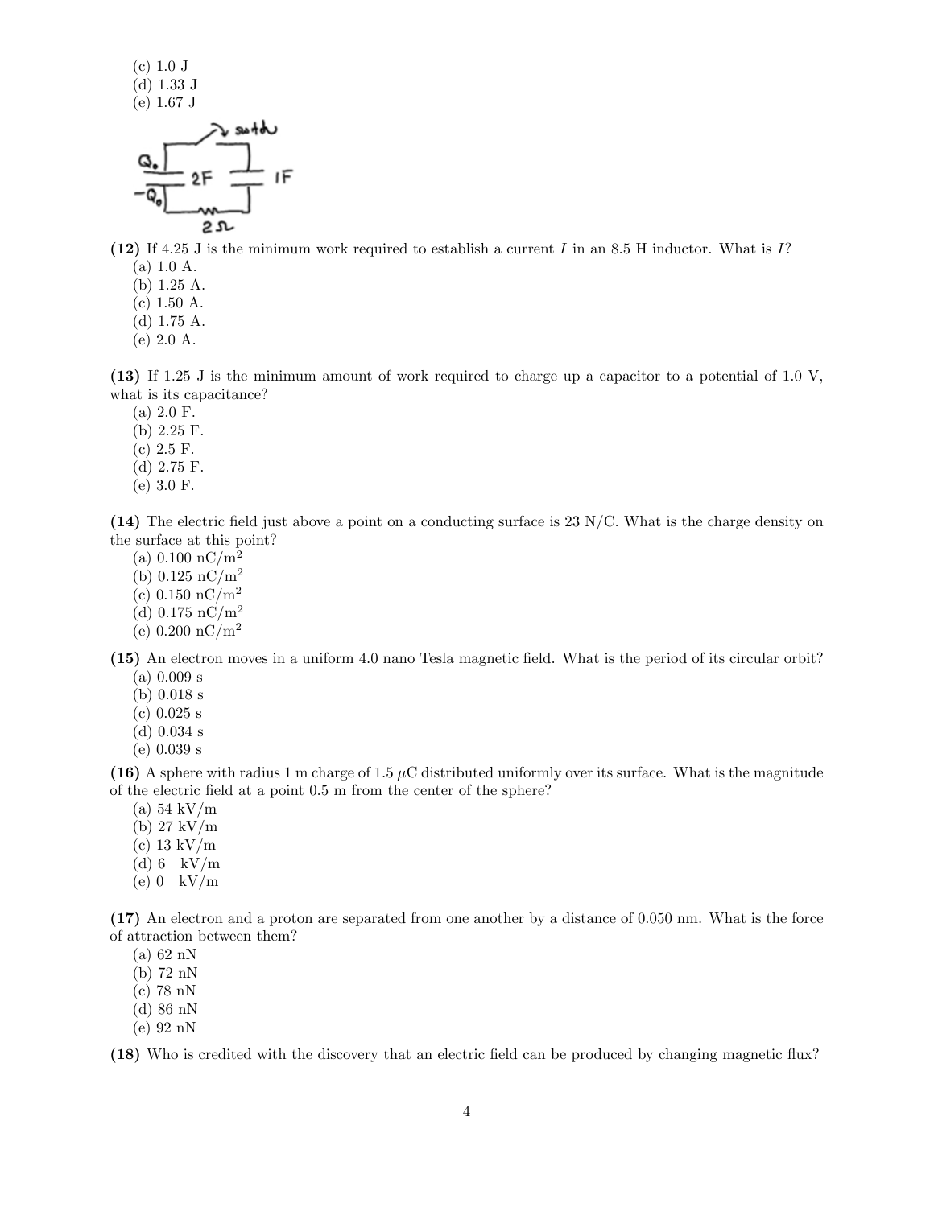(c) 1.0 J
(d) 1.33 J
(e) 1.67 J

**(12)** If 4.25 J is the minimum work required to establish a current $I$ in an 8.5 H inductor. What is $I$?
(a) 1.0 A.
(b) 1.25 A.
(c) 1.50 A.
(d) 1.75 A.
(e) 2.0 A.

**(13)** If 1.25 J is the minimum amount of work required to charge up a capacitor to a potential of 1.0 V, what is its capacitance?
(a) 2.0 F.
(b) 2.25 F.
(c) 2.5 F.
(d) 2.75 F.
(e) 3.0 F.

**(14)** The electric field just above a point on a conducting surface is 23 N/C. What is the charge density on the surface at this point?
(a) 0.100 nC/m$^2$
(b) 0.125 nC/m$^2$
(c) 0.150 nC/m$^2$
(d) 0.175 nC/m$^2$
(e) 0.200 nC/m$^2$

**(15)** An electron moves in a uniform 4.0 nano Tesla magnetic field. What is the period of its circular orbit?
(a) 0.009 s
(b) 0.018 s
(c) 0.025 s
(d) 0.034 s
(e) 0.039 s

**(16)** A sphere with radius 1 m charge of 1.5 $\mu$C distributed uniformly over its surface. What is the magnitude of the electric field at a point 0.5 m from the center of the sphere?
(a) 54 kV/m
(b) 27 kV/m
(c) 13 kV/m
(d) 6 kV/m
(e) 0 kV/m

**(17)** An electron and a proton are separated from one another by a distance of 0.050 nm. What is the force of attraction between them?
(a) 62 nN
(b) 72 nN
(c) 78 nN
(d) 86 nN
(e) 92 nN

**(18)** Who is credited with the discovery that an electric field can be produced by changing magnetic flux?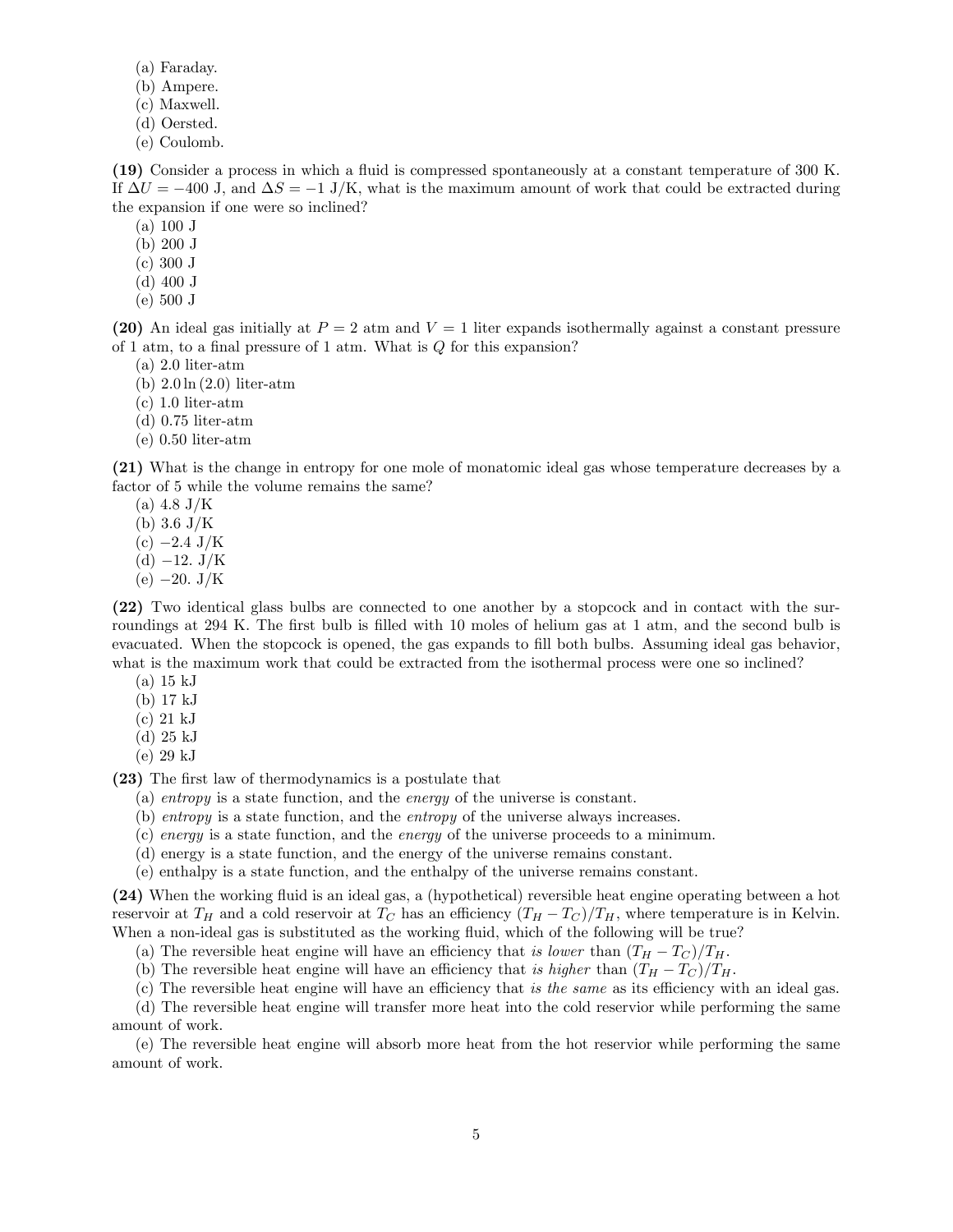(a) Faraday.
(b) Ampere.
(c) Maxwell.
(d) Oersted.
(e) Coulomb.

**(19)** Consider a process in which a fluid is compressed spontaneously at a constant temperature of 300 K. If $\Delta U = -400$ J, and $\Delta S = -1$ J/K, what is the maximum amount of work that could be extracted during the expansion if one were so inclined?

(a) 100 J
(b) 200 J
(c) 300 J
(d) 400 J
(e) 500 J

**(20)** An ideal gas initially at $P = 2$ atm and $V = 1$ liter expands isothermally against a constant pressure of 1 atm, to a final pressure of 1 atm. What is $Q$ for this expansion?

(a) 2.0 liter-atm
(b) $2.0 \ln(2.0)$ liter-atm
(c) 1.0 liter-atm
(d) 0.75 liter-atm
(e) 0.50 liter-atm

**(21)** What is the change in entropy for one mole of monatomic ideal gas whose temperature decreases by a factor of 5 while the volume remains the same?

(a) 4.8 J/K
(b) 3.6 J/K
(c) $-2.4$ J/K
(d) $-12.$ J/K
(e) $-20.$ J/K

**(22)** Two identical glass bulbs are connected to one another by a stopcock and in contact with the surroundings at 294 K. The first bulb is filled with 10 moles of helium gas at 1 atm, and the second bulb is evacuated. When the stopcock is opened, the gas expands to fill both bulbs. Assuming ideal gas behavior, what is the maximum work that could be extracted from the isothermal process were one so inclined?

(a) 15 kJ
(b) 17 kJ
(c) 21 kJ
(d) 25 kJ
(e) 29 kJ

**(23)** The first law of thermodynamics is a postulate that

(a) *entropy* is a state function, and the *energy* of the universe is constant.
(b) *entropy* is a state function, and the *entropy* of the universe always increases.
(c) *energy* is a state function, and the *energy* of the universe proceeds to a minimum.
(d) energy is a state function, and the energy of the universe remains constant.
(e) enthalpy is a state function, and the enthalpy of the universe remains constant.

**(24)** When the working fluid is an ideal gas, a (hypothetical) reversible heat engine operating between a hot reservoir at $T_H$ and a cold reservoir at $T_C$ has an efficiency $(T_H - T_C)/T_H$, where temperature is in Kelvin. When a non-ideal gas is substituted as the working fluid, which of the following will be true?

(a) The reversible heat engine will have an efficiency that *is lower* than $(T_H - T_C)/T_H$.

(b) The reversible heat engine will have an efficiency that *is higher* than $(T_H - T_C)/T_H$.

(c) The reversible heat engine will have an efficiency that *is the same* as its efficiency with an ideal gas.

(d) The reversible heat engine will transfer more heat into the cold reservior while performing the same amount of work.

(e) The reversible heat engine will absorb more heat from the hot reservior while performing the same amount of work.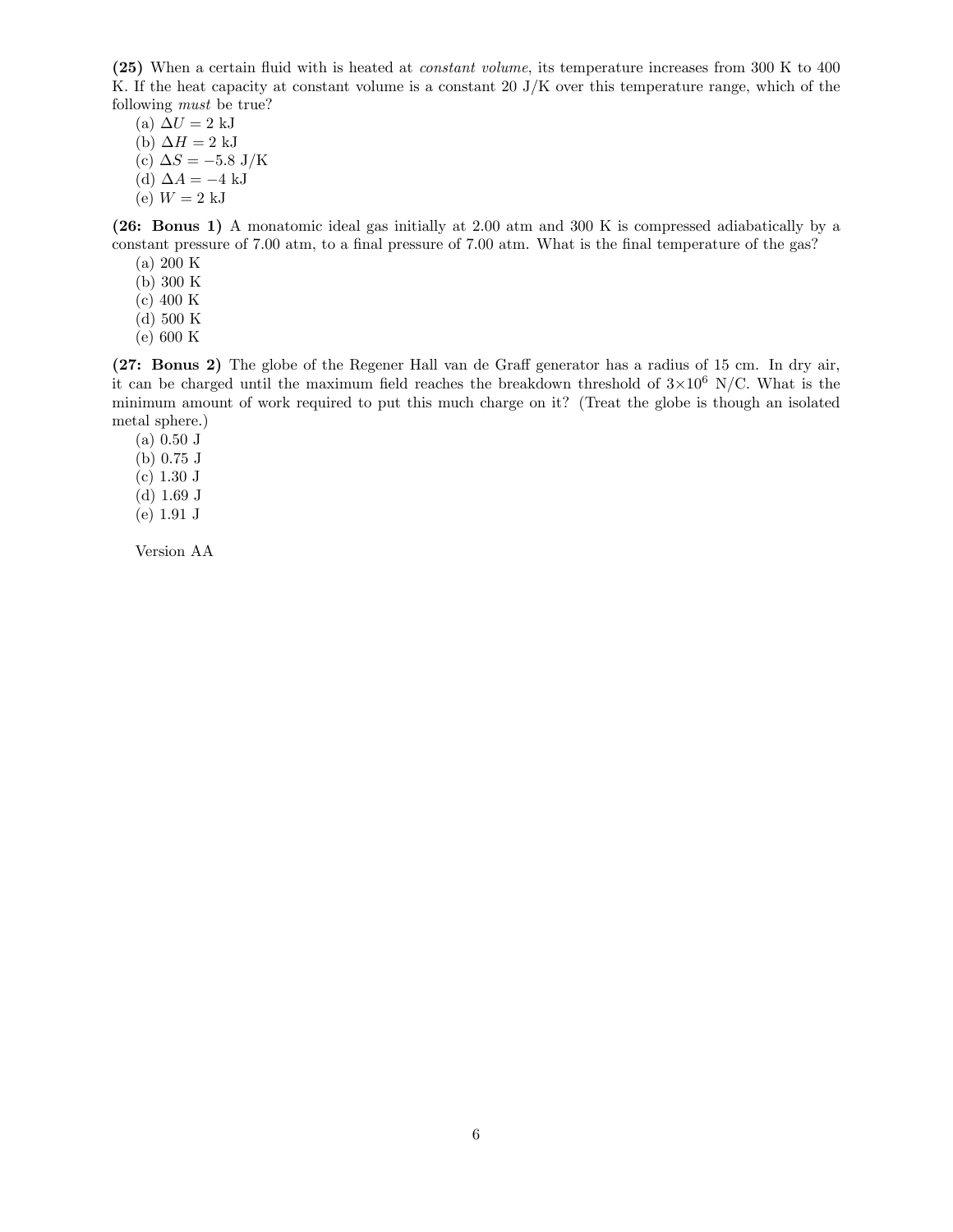**(25)** When a certain fluid with is heated at *constant volume*, its temperature increases from 300 K to 400 K. If the heat capacity at constant volume is a constant 20 J/K over this temperature range, which of the following *must* be true?

(a) $\Delta U = 2$ kJ
(b) $\Delta H = 2$ kJ
(c) $\Delta S = -5.8$ J/K
(d) $\Delta A = -4$ kJ
(e) $W = 2$ kJ

**(26: Bonus 1)** A monatomic ideal gas initially at 2.00 atm and 300 K is compressed adiabatically by a constant pressure of 7.00 atm, to a final pressure of 7.00 atm. What is the final temperature of the gas?

(a) 200 K
(b) 300 K
(c) 400 K
(d) 500 K
(e) 600 K

**(27: Bonus 2)** The globe of the Regener Hall van de Graff generator has a radius of 15 cm. In dry air, it can be charged until the maximum field reaches the breakdown threshold of $3 \times 10^6$ N/C. What is the minimum amount of work required to put this much charge on it? (Treat the globe is though an isolated metal sphere.)

(a) 0.50 J
(b) 0.75 J
(c) 1.30 J
(d) 1.69 J
(e) 1.91 J

Version AA